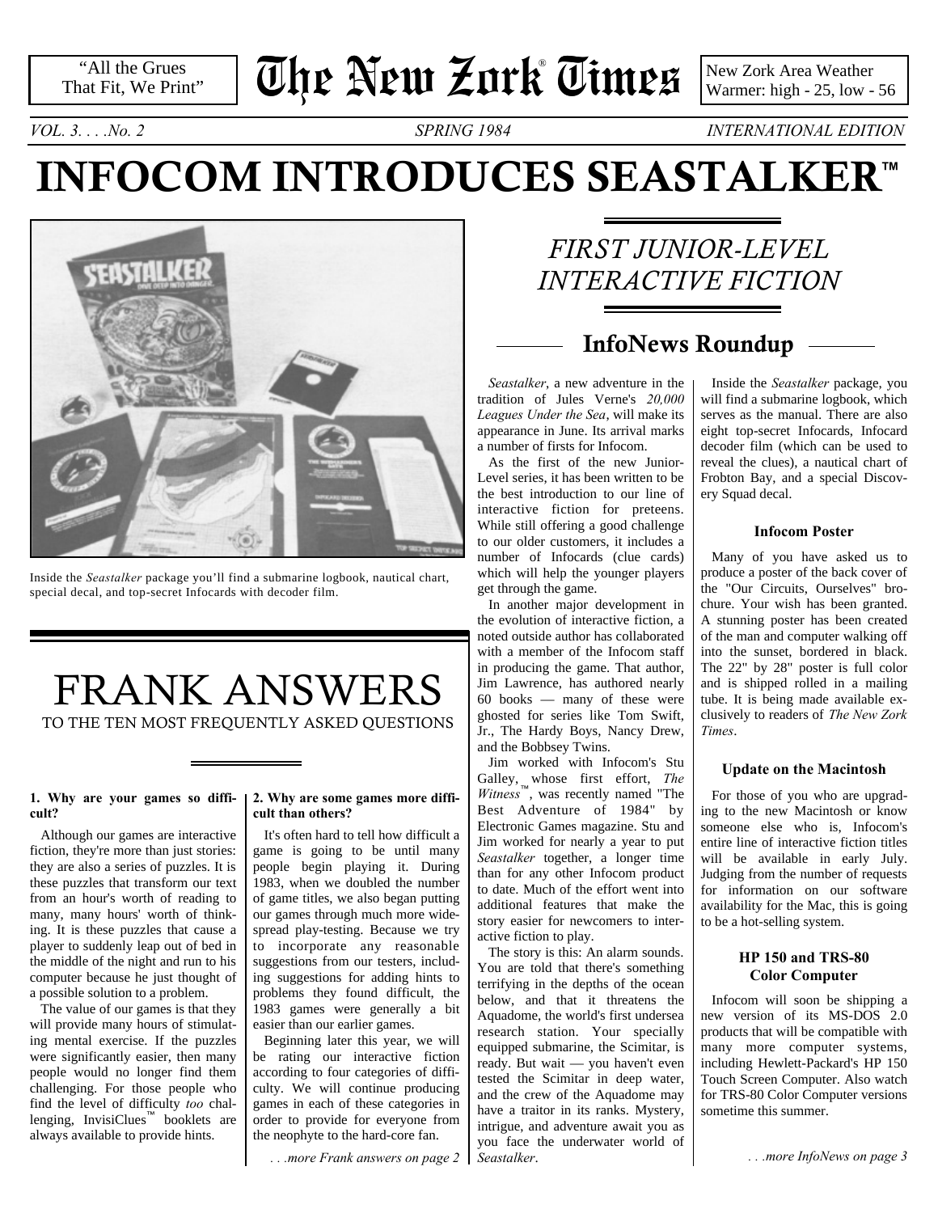"All the Grues That Fit, We Print"

# The New Zork Times®

New Zork Area Weather
Warmer: high - 25, low - 56

*VOL. 3. . . .No. 2* *SPRING 1984* *INTERNATIONAL EDITION*

# INFOCOM INTRODUCES SEASTALKER™

Inside the *Seastalker* package you'll find a submarine logbook, nautical chart, special decal, and top-secret Infocards with decoder film.

## *FIRST JUNIOR-LEVEL INTERACTIVE FICTION*

## InfoNews Roundup

*Seastalker*, a new adventure in the tradition of Jules Verne's *20,000 Leagues Under the Sea*, will make its appearance in June. Its arrival marks a number of firsts for Infocom.

As the first of the new Junior-Level series, it has been written to be the best introduction to our line of interactive fiction for preteens. While still offering a good challenge to our older customers, it includes a number of Infocards (clue cards) which will help the younger players get through the game.

In another major development in the evolution of interactive fiction, a noted outside author has collaborated with a member of the Infocom staff in producing the game. That author, Jim Lawrence, has authored nearly 60 books — many of these were ghosted for series like Tom Swift, Jr., The Hardy Boys, Nancy Drew, and the Bobbsey Twins.

Jim worked with Infocom's Stu Galley, whose first effort, *The Witness*™, was recently named "The Best Adventure of 1984" by Electronic Games magazine. Stu and Jim worked for nearly a year to put *Seastalker* together, a longer time than for any other Infocom product to date. Much of the effort went into additional features that make the story easier for newcomers to interactive fiction to play.

The story is this: An alarm sounds. You are told that there's something terrifying in the depths of the ocean below, and that it threatens the Aquadome, the world's first undersea research station. Your specially equipped submarine, the Scimitar, is ready. But wait — you haven't even tested the Scimitar in deep water, and the crew of the Aquadome may have a traitor in its ranks. Mystery, intrigue, and adventure await you as you face the underwater world of *Seastalker*.

Inside the *Seastalker* package, you will find a submarine logbook, which serves as the manual. There are also eight top-secret Infocards, Infocard decoder film (which can be used to reveal the clues), a nautical chart of Frobton Bay, and a special Discovery Squad decal.

### Infocom Poster

Many of you have asked us to produce a poster of the back cover of the "Our Circuits, Ourselves" brochure. Your wish has been granted. A stunning poster has been created of the man and computer walking off into the sunset, bordered in black. The 22" by 28" poster is full color and is shipped rolled in a mailing tube. It is being made available exclusively to readers of *The New Zork Times*.

### Update on the Macintosh

For those of you who are upgrading to the new Macintosh or know someone else who is, Infocom's entire line of interactive fiction titles will be available in early July. Judging from the number of requests for information on our software availability for the Mac, this is going to be a hot-selling system.

### HP 150 and TRS-80 Color Computer

Infocom will soon be shipping a new version of its MS-DOS 2.0 products that will be compatible with many more computer systems, including Hewlett-Packard's HP 150 Touch Screen Computer. Also watch for TRS-80 Color Computer versions sometime this summer.

*. . .more InfoNews on page 3*

# FRANK ANSWERS

TO THE TEN MOST FREQUENTLY ASKED QUESTIONS

**1. Why are your games so difficult?**

Although our games are interactive fiction, they're more than just stories: they are also a series of puzzles. It is these puzzles that transform our text from an hour's worth of reading to many, many hours' worth of thinking. It is these puzzles that cause a player to suddenly leap out of bed in the middle of the night and run to his computer because he just thought of a possible solution to a problem.

The value of our games is that they will provide many hours of stimulating mental exercise. If the puzzles were significantly easier, then many people would no longer find them challenging. For those people who find the level of difficulty *too* challenging, InvisiClues™ booklets are always available to provide hints.

**2. Why are some games more difficult than others?**

It's often hard to tell how difficult a game is going to be until many people begin playing it. During 1983, when we doubled the number of game titles, we also began putting our games through much more widespread play-testing. Because we try to incorporate any reasonable suggestions from our testers, including suggestions for adding hints to problems they found difficult, the 1983 games were generally a bit easier than our earlier games.

Beginning later this year, we will be rating our interactive fiction according to four categories of difficulty. We will continue producing games in each of these categories in order to provide for everyone from the neophyte to the hard-core fan.

*. . .more Frank answers on page 2*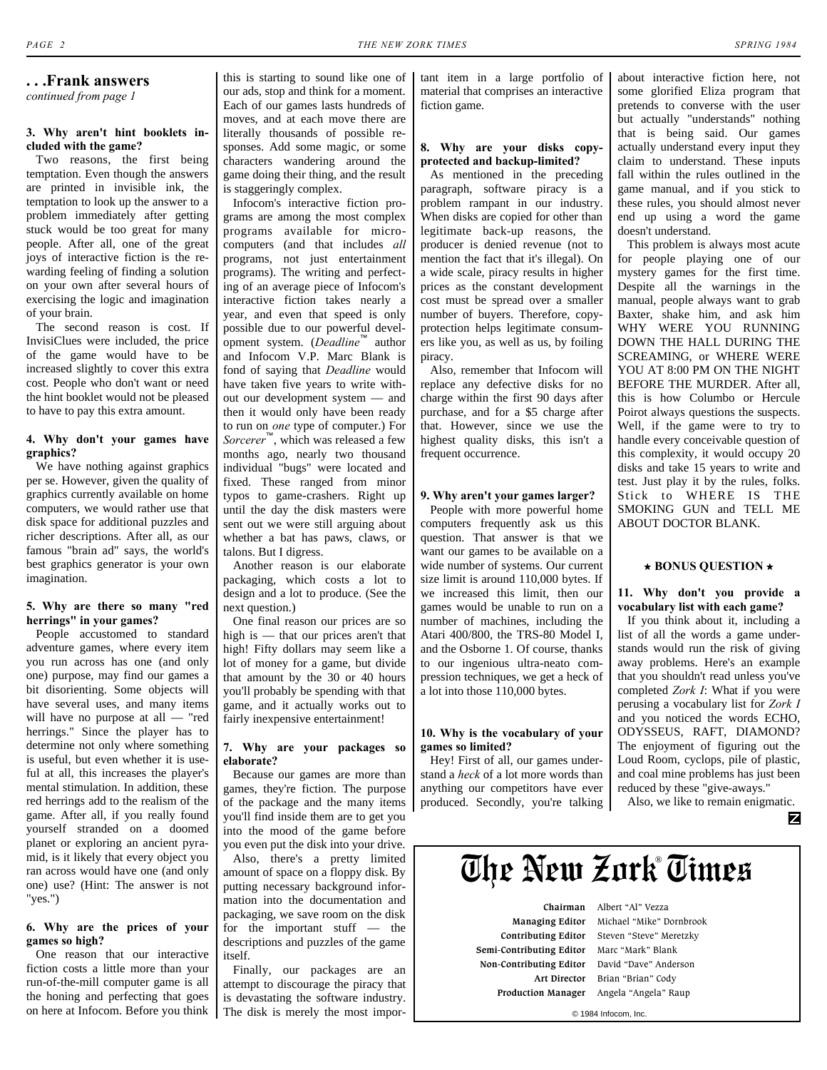## . . .Frank answers

*continued from page 1*

**3. Why aren't hint booklets included with the game?**

Two reasons, the first being temptation. Even though the answers are printed in invisible ink, the temptation to look up the answer to a problem immediately after getting stuck would be too great for many people. After all, one of the great joys of interactive fiction is the rewarding feeling of finding a solution on your own after several hours of exercising the logic and imagination of your brain.

The second reason is cost. If InvisiClues were included, the price of the game would have to be increased slightly to cover this extra cost. People who don't want or need the hint booklet would not be pleased to have to pay this extra amount.

**4. Why don't your games have graphics?**

We have nothing against graphics per se. However, given the quality of graphics currently available on home computers, we would rather use that disk space for additional puzzles and richer descriptions. After all, as our famous "brain ad" says, the world's best graphics generator is your own imagination.

**5. Why are there so many "red herrings" in your games?**

People accustomed to standard adventure games, where every item you run across has one (and only one) purpose, may find our games a bit disorienting. Some objects will have several uses, and many items will have no purpose at all — "red herrings." Since the player has to determine not only where something is useful, but even whether it is useful at all, this increases the player's mental stimulation. In addition, these red herrings add to the realism of the game. After all, if you really found yourself stranded on a doomed planet or exploring an ancient pyramid, is it likely that every object you ran across would have one (and only one) use? (Hint: The answer is not "yes.")

**6. Why are the prices of your games so high?**

One reason that our interactive fiction costs a little more than your run-of-the-mill computer game is all the honing and perfecting that goes on here at Infocom. Before you think this is starting to sound like one of our ads, stop and think for a moment. Each of our games lasts hundreds of moves, and at each move there are literally thousands of possible responses. Add some magic, or some characters wandering around the game doing their thing, and the result is staggeringly complex.

Infocom's interactive fiction programs are among the most complex programs available for microcomputers (and that includes *all* programs, not just entertainment programs). The writing and perfecting of an average piece of Infocom's interactive fiction takes nearly a year, and even that speed is only possible due to our powerful development system. (*Deadline*™ author and Infocom V.P. Marc Blank is fond of saying that *Deadline* would have taken five years to write without our development system — and then it would only have been ready to run on *one* type of computer.) For *Sorcerer*™, which was released a few months ago, nearly two thousand individual "bugs" were located and fixed. These ranged from minor typos to game-crashers. Right up until the day the disk masters were sent out we were still arguing about whether a bat has paws, claws, or talons. But I digress.

Another reason is our elaborate packaging, which costs a lot to design and a lot to produce. (See the next question.)

One final reason our prices are so high is — that our prices aren't that high! Fifty dollars may seem like a lot of money for a game, but divide that amount by the 30 or 40 hours you'll probably be spending with that game, and it actually works out to fairly inexpensive entertainment!

**7. Why are your packages so elaborate?**

Because our games are more than games, they're fiction. The purpose of the package and the many items you'll find inside them are to get you into the mood of the game before you even put the disk into your drive.

Also, there's a pretty limited amount of space on a floppy disk. By putting necessary background information into the documentation and packaging, we save room on the disk for the important stuff — the descriptions and puzzles of the game itself.

Finally, our packages are an attempt to discourage the piracy that is devastating the software industry. The disk is merely the most important item in a large portfolio of material that comprises an interactive fiction game.

**8. Why are your disks copy-protected and backup-limited?**

As mentioned in the preceding paragraph, software piracy is a problem rampant in our industry. When disks are copied for other than legitimate back-up reasons, the producer is denied revenue (not to mention the fact that it's illegal). On a wide scale, piracy results in higher prices as the constant development cost must be spread over a smaller number of buyers. Therefore, copy-protection helps legitimate consumers like you, as well as us, by foiling piracy.

Also, remember that Infocom will replace any defective disks for no charge within the first 90 days after purchase, and for a $5 charge after that. However, since we use the highest quality disks, this isn't a frequent occurrence.

**9. Why aren't your games larger?**

People with more powerful home computers frequently ask us this question. That answer is that we want our games to be available on a wide number of systems. Our current size limit is around 110,000 bytes. If we increased this limit, then our games would be unable to run on a number of machines, including the Atari 400/800, the TRS-80 Model I, and the Osborne 1. Of course, thanks to our ingenious ultra-neato compression techniques, we get a heck of a lot into those 110,000 bytes.

**10. Why is the vocabulary of your games so limited?**

Hey! First of all, our games understand a *heck* of a lot more words than anything our competitors have ever produced. Secondly, you're talking about interactive fiction here, not some glorified Eliza program that pretends to converse with the user but actually "understands" nothing that is being said. Our games actually understand every input they claim to understand. These inputs fall within the rules outlined in the game manual, and if you stick to these rules, you should almost never end up using a word the game doesn't understand.

This problem is always most acute for people playing one of our mystery games for the first time. Despite all the warnings in the manual, people always want to grab Baxter, shake him, and ask him WHY WERE YOU RUNNING DOWN THE HALL DURING THE SCREAMING, or WHERE WERE YOU AT 8:00 PM ON THE NIGHT BEFORE THE MURDER. After all, this is how Columbo or Hercule Poirot always questions the suspects. Well, if the game were to try to handle every conceivable question of this complexity, it would occupy 20 disks and take 15 years to write and test. Just play it by the rules, folks. Stick to WHERE IS THE SMOKING GUN and TELL ME ABOUT DOCTOR BLANK.

**⋆ BONUS QUESTION ⋆**

**11. Why don't you provide a vocabulary list with each game?**

If you think about it, including a list of all the words a game understands would run the risk of giving away problems. Here's an example that you shouldn't read unless you've completed *Zork I*: What if you were perusing a vocabulary list for *Zork I* and you noticed the words ECHO, ODYSSEUS, RAFT, DIAMOND? The enjoyment of figuring out the Loud Room, cyclops, pile of plastic, and coal mine problems has just been reduced by these "give-aways."

Also, we like to remain enigmatic.

---

# The New Zork® Times

| | |
|---|---|
| **Chairman** | Albert "Al" Vezza |
| **Managing Editor** | Michael "Mike" Dornbrook |
| **Contributing Editor** | Steven "Steve" Meretzky |
| **Semi-Contributing Editor** | Marc "Mark" Blank |
| **Non-Contributing Editor** | David "Dave" Anderson |
| **Art Director** | Brian "Brian" Cody |
| **Production Manager** | Angela "Angela" Raup |

© 1984 Infocom, Inc.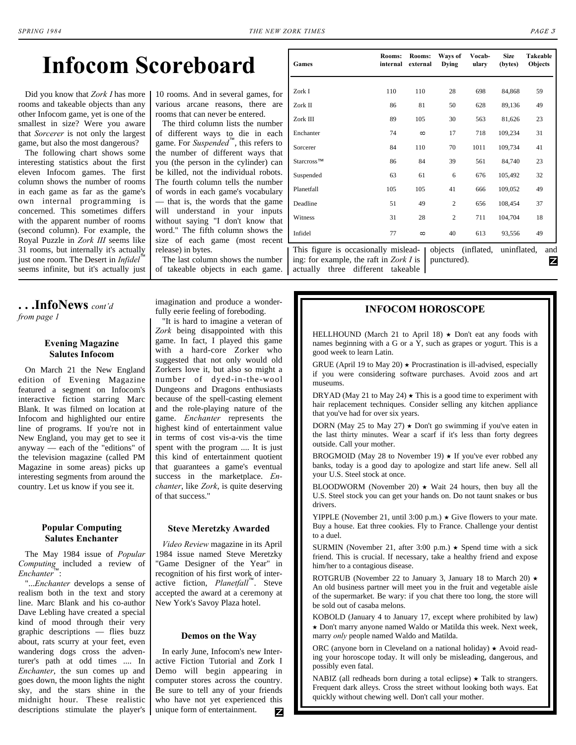# Infocom Scoreboard

Did you know that *Zork I* has more rooms and takeable objects than any other Infocom game, yet is one of the smallest in size? Were you aware that *Sorcerer* is not only the largest game, but also the most dangerous?

The following chart shows some interesting statistics about the first eleven Infocom games. The first column shows the number of rooms in each game as far as the game's own internal programming is concerned. This sometimes differs with the apparent number of rooms (second column). For example, the Royal Puzzle in *Zork III* seems like 31 rooms, but internally it's actually just one room. The Desert in *Infidel*™ seems infinite, but it's actually just 10 rooms. And in several games, for various arcane reasons, there are rooms that can never be entered.

The third column lists the number of different ways to die in each game. For *Suspended*™, this refers to the number of different ways that you (the person in the cylinder) can be killed, not the individual robots. The fourth column tells the number of words in each game's vocabulary — that is, the words that the game will understand in your inputs without saying "I don't know that word." The fifth column shows the size of each game (most recent release) in bytes.

The last column shows the number of takeable objects in each game. This figure is occasionally misleading: for example, the raft in *Zork I* is actually three different takeable objects (inflated, uninflated, and punctured).

| Games | Rooms: internal | Rooms: external | Ways of Dying | Vocabulary | Size (bytes) | Takeable Objects |
|---|---|---|---|---|---|---|
| Zork I | 110 | 110 | 28 | 698 | 84,868 | 59 |
| Zork II | 86 | 81 | 50 | 628 | 89,136 | 49 |
| Zork III | 89 | 105 | 30 | 563 | 81,626 | 23 |
| Enchanter | 74 | ∞ | 17 | 718 | 109,234 | 31 |
| Sorcerer | 84 | 110 | 70 | 1011 | 109,734 | 41 |
| Starcross™ | 86 | 84 | 39 | 561 | 84,740 | 23 |
| Suspended | 63 | 61 | 6 | 676 | 105,492 | 32 |
| Planetfall | 105 | 105 | 41 | 666 | 109,052 | 49 |
| Deadline | 51 | 49 | 2 | 656 | 108,454 | 37 |
| Witness | 31 | 28 | 2 | 711 | 104,704 | 18 |
| Infidel | 77 | ∞ | 40 | 613 | 93,556 | 49 |

## . . .InfoNews *cont'd from page 1*

### Evening Magazine Salutes Infocom

On March 21 the New England edition of Evening Magazine featured a segment on Infocom's interactive fiction starring Marc Blank. It was filmed on location at Infocom and highlighted our entire line of programs. If you're not in New England, you may get to see it anyway — each of the "editions" of the television magazine (called PM Magazine in some areas) picks up interesting segments from around the country. Let us know if you see it.

### Popular Computing Salutes Enchanter

The May 1984 issue of *Popular Computing* included a review of *Enchanter*™:

"...*Enchanter* develops a sense of realism both in the text and story line. Marc Blank and his co-author Dave Lebling have created a special kind of mood through their very graphic descriptions — flies buzz about, rats scurry at your feet, even wandering dogs cross the adventurer's path at odd times .... In *Enchanter*, the sun comes up and goes down, the moon lights the night sky, and the stars shine in the midnight hour. These realistic descriptions stimulate the player's imagination and produce a wonderfully eerie feeling of foreboding.

"It is hard to imagine a veteran of *Zork* being disappointed with this game. In fact, I played this game with a hard-core Zorker who suggested that not only would old Zorkers love it, but also so might a number of dyed-in-the-wool Dungeons and Dragons enthusiasts because of the spell-casting element and the role-playing nature of the game. *Enchanter* represents the highest kind of entertainment value in terms of cost vis-a-vis the time spent with the program .... It is just this kind of entertainment quotient that guarantees a game's eventual success in the marketplace. *Enchanter*, like *Zork*, is quite deserving of that success."

### Steve Meretzky Awarded

*Video Review* magazine in its April 1984 issue named Steve Meretzky "Game Designer of the Year" in recognition of his first work of interactive fiction, *Planetfall*™. Steve accepted the award at a ceremony at New York's Savoy Plaza hotel.

### Demos on the Way

In early June, Infocom's new Interactive Fiction Tutorial and Zork I Demo will begin appearing in computer stores across the country. Be sure to tell any of your friends who have not yet experienced this unique form of entertainment.

## INFOCOM HOROSCOPE

HELLHOUND (March 21 to April 18) ★ Don't eat any foods with names beginning with a G or a Y, such as grapes or yogurt. This is a good week to learn Latin.

GRUE (April 19 to May 20) ★ Procrastination is ill-advised, especially if you were considering software purchases. Avoid zoos and art museums.

DRYAD (May 21 to May 24) ★ This is a good time to experiment with hair replacement techniques. Consider selling any kitchen appliance that you've had for over six years.

DORN (May 25 to May 27) ★ Don't go swimming if you've eaten in the last thirty minutes. Wear a scarf if it's less than forty degrees outside. Call your mother.

BROGMOID (May 28 to November 19) ★ If you've ever robbed any banks, today is a good day to apologize and start life anew. Sell all your U.S. Steel stock at once.

BLOODWORM (November 20) ★ Wait 24 hours, then buy all the U.S. Steel stock you can get your hands on. Do not taunt snakes or bus drivers.

YIPPLE (November 21, until 3:00 p.m.) ★ Give flowers to your mate. Buy a house. Eat three cookies. Fly to France. Challenge your dentist to a duel.

SURMIN (November 21, after 3:00 p.m.) ★ Spend time with a sick friend. This is crucial. If necessary, take a healthy friend and expose him/her to a contagious disease.

ROTGRUB (November 22 to January 3, January 18 to March 20) ★ An old business partner will meet you in the fruit and vegetable aisle of the supermarket. Be wary: if you chat there too long, the store will be sold out of casaba melons.

KOBOLD (January 4 to January 17, except where prohibited by law) ★ Don't marry anyone named Waldo or Matilda this week. Next week, marry *only* people named Waldo and Matilda.

ORC (anyone born in Cleveland on a national holiday) ★ Avoid reading your horoscope today. It will only be misleading, dangerous, and possibly even fatal.

NABIZ (all redheads born during a total eclipse) ★ Talk to strangers. Frequent dark alleys. Cross the street without looking both ways. Eat quickly without chewing well. Don't call your mother.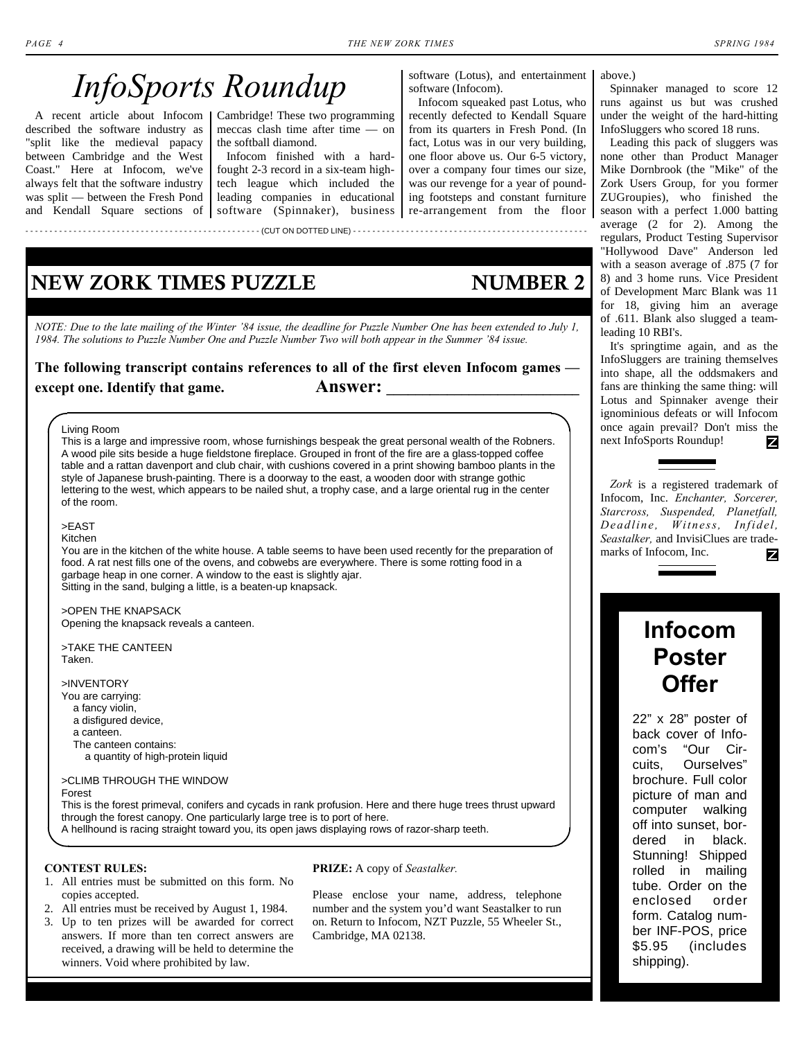# InfoSports Roundup

A recent article about Infocom described the software industry as "split like the medieval papacy between Cambridge and the West Coast." Here at Infocom, we've always felt that the software industry was split — between the Fresh Pond and Kendall Square sections of Cambridge! These two programming meccas clash time after time — on the softball diamond.

Infocom finished with a hard-fought 2-3 record in a six-team high-tech league which included the leading companies in educational software (Spinnaker), business software (Lotus), and entertainment software (Infocom).

Infocom squeaked past Lotus, who recently defected to Kendall Square from its quarters in Fresh Pond. (In fact, Lotus was in our very building, one floor above us. Our 6-5 victory, over a company four times our size, was our revenge for a year of pounding footsteps and constant furniture re-arrangement from the floor above.)

Spinnaker managed to score 12 runs against us but was crushed under the weight of the hard-hitting InfoSluggers who scored 18 runs.

Leading this pack of sluggers was none other than Product Manager Mike Dornbrook (the "Mike" of the Zork Users Group, for you former ZUGroupies), who finished the season with a perfect 1.000 batting average (2 for 2). Among the regulars, Product Testing Supervisor "Hollywood Dave" Anderson led with a season average of .875 (7 for 8) and 3 home runs. Vice President of Development Marc Blank was 11 for 18, giving him an average of .611. Blank also slugged a team-leading 10 RBI's.

It's springtime again, and as the InfoSluggers are training themselves into shape, all the oddsmakers and fans are thinking the same thing: will Lotus and Spinnaker avenge their ignominious defeats or will Infocom once again prevail? Don't miss the next InfoSports Roundup!

*Zork* is a registered trademark of Infocom, Inc. *Enchanter, Sorcerer, Starcross, Suspended, Planetfall, Deadline, Witness, Infidel, Seastalker,* and InvisiClues are trademarks of Infocom, Inc.

(CUT ON DOTTED LINE)

## NEW ZORK TIMES PUZZLE NUMBER 2

*NOTE: Due to the late mailing of the Winter '84 issue, the deadline for Puzzle Number One has been extended to July 1, 1984. The solutions to Puzzle Number One and Puzzle Number Two will both appear in the Summer '84 issue.*

**The following transcript contains references to all of the first eleven Infocom games — except one. Identify that game.** **Answer: ______________________**

```
Living Room
This is a large and impressive room, whose furnishings bespeak the great personal wealth of the Robners.
A wood pile sits beside a huge fieldstone fireplace. Grouped in front of the fire are a glass-topped coffee
table and a rattan davenport and club chair, with cushions covered in a print showing bamboo plants in the
style of Japanese brush-painting. There is a doorway to the east, a wooden door with strange gothic
lettering to the west, which appears to be nailed shut, a trophy case, and a large oriental rug in the center
of the room.

>EAST
Kitchen
You are in the kitchen of the white house. A table seems to have been used recently for the preparation of
food. A rat nest fills one of the ovens, and cobwebs are everywhere. There is some rotting food in a
garbage heap in one corner. A window to the east is slightly ajar.
Sitting in the sand, bulging a little, is a beaten-up knapsack.

>OPEN THE KNAPSACK
Opening the knapsack reveals a canteen.

>TAKE THE CANTEEN
Taken.

>INVENTORY
You are carrying:
   a fancy violin,
   a disfigured device,
   a canteen.
   The canteen contains:
      a quantity of high-protein liquid

>CLIMB THROUGH THE WINDOW
Forest
This is the forest primeval, conifers and cycads in rank profusion. Here and there huge trees thrust upward
through the forest canopy. One particularly large tree is to port of here.
A hellhound is racing straight toward you, its open jaws displaying rows of razor-sharp teeth.
```

**CONTEST RULES:**

1. All entries must be submitted on this form. No copies accepted.
2. All entries must be received by August 1, 1984.
3. Up to ten prizes will be awarded for correct answers. If more than ten correct answers are received, a drawing will be held to determine the winners. Void where prohibited by law.

**PRIZE:** A copy of *Seastalker.*

Please enclose your name, address, telephone number and the system you'd want Seastalker to run on. Return to Infocom, NZT Puzzle, 55 Wheeler St., Cambridge, MA 02138.

## Infocom Poster Offer

22" x 28" poster of back cover of Infocom's "Our Circuits, Ourselves" brochure. Full color picture of man and computer walking off into sunset, bordered in black. Stunning! Shipped rolled in mailing tube. Order on the enclosed order form. Catalog number INF-POS, price $5.95 (includes shipping).